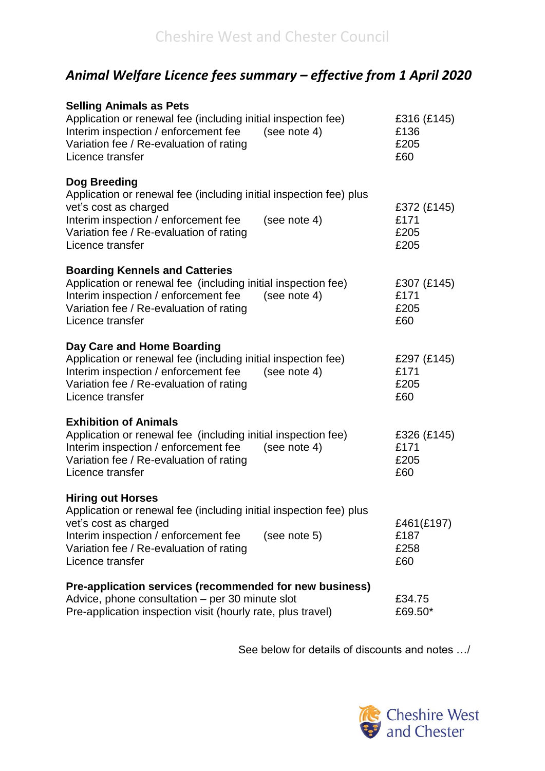Cheshire West and Chester Council

# *Animal Welfare Licence fees summary – effective from 1 April 2020*

**Selling Animals as Pets**

| | |
|---|---|
| Application or renewal fee (including initial inspection fee) | £316 (£145) |
| Interim inspection / enforcement fee (see note 4) | £136 |
| Variation fee / Re-evaluation of rating | £205 |
| Licence transfer | £60 |

**Dog Breeding**

| | |
|---|---|
| Application or renewal fee (including initial inspection fee) plus vet's cost as charged | £372 (£145) |
| Interim inspection / enforcement fee (see note 4) | £171 |
| Variation fee / Re-evaluation of rating | £205 |
| Licence transfer | £205 |

**Boarding Kennels and Catteries**

| | |
|---|---|
| Application or renewal fee (including initial inspection fee) | £307 (£145) |
| Interim inspection / enforcement fee (see note 4) | £171 |
| Variation fee / Re-evaluation of rating | £205 |
| Licence transfer | £60 |

**Day Care and Home Boarding**

| | |
|---|---|
| Application or renewal fee (including initial inspection fee) | £297 (£145) |
| Interim inspection / enforcement fee (see note 4) | £171 |
| Variation fee / Re-evaluation of rating | £205 |
| Licence transfer | £60 |

**Exhibition of Animals**

| | |
|---|---|
| Application or renewal fee (including initial inspection fee) | £326 (£145) |
| Interim inspection / enforcement fee (see note 4) | £171 |
| Variation fee / Re-evaluation of rating | £205 |
| Licence transfer | £60 |

**Hiring out Horses**

| | |
|---|---|
| Application or renewal fee (including initial inspection fee) plus vet's cost as charged | £461(£197) |
| Interim inspection / enforcement fee (see note 5) | £187 |
| Variation fee / Re-evaluation of rating | £258 |
| Licence transfer | £60 |

**Pre-application services (recommended for new business)**

| | |
|---|---|
| Advice, phone consultation – per 30 minute slot | £34.75 |
| Pre-application inspection visit (hourly rate, plus travel) | £69.50* |

See below for details of discounts and notes …/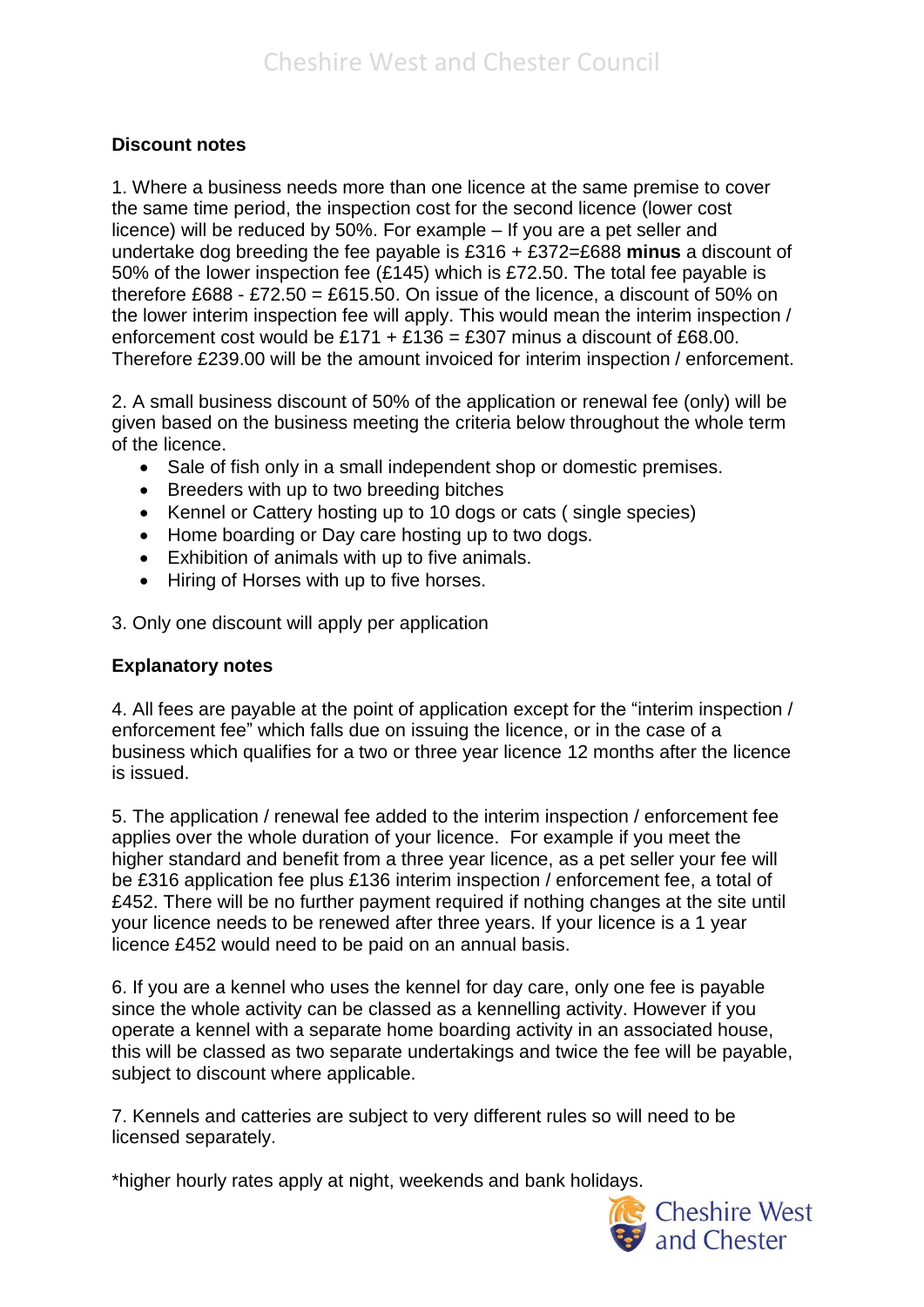**Discount notes**

1. Where a business needs more than one licence at the same premise to cover the same time period, the inspection cost for the second licence (lower cost licence) will be reduced by 50%. For example – If you are a pet seller and undertake dog breeding the fee payable is £316 + £372=£688 **minus** a discount of 50% of the lower inspection fee (£145) which is £72.50. The total fee payable is therefore £688 - £72.50 = £615.50. On issue of the licence, a discount of 50% on the lower interim inspection fee will apply. This would mean the interim inspection / enforcement cost would be £171 + £136 = £307 minus a discount of £68.00. Therefore £239.00 will be the amount invoiced for interim inspection / enforcement.

2. A small business discount of 50% of the application or renewal fee (only) will be given based on the business meeting the criteria below throughout the whole term of the licence.
   - Sale of fish only in a small independent shop or domestic premises.
   - Breeders with up to two breeding bitches
   - Kennel or Cattery hosting up to 10 dogs or cats ( single species)
   - Home boarding or Day care hosting up to two dogs.
   - Exhibition of animals with up to five animals.
   - Hiring of Horses with up to five horses.

3. Only one discount will apply per application

**Explanatory notes**

4. All fees are payable at the point of application except for the "interim inspection / enforcement fee" which falls due on issuing the licence, or in the case of a business which qualifies for a two or three year licence 12 months after the licence is issued.

5. The application / renewal fee added to the interim inspection / enforcement fee applies over the whole duration of your licence. For example if you meet the higher standard and benefit from a three year licence, as a pet seller your fee will be £316 application fee plus £136 interim inspection / enforcement fee, a total of £452. There will be no further payment required if nothing changes at the site until your licence needs to be renewed after three years. If your licence is a 1 year licence £452 would need to be paid on an annual basis.

6. If you are a kennel who uses the kennel for day care, only one fee is payable since the whole activity can be classed as a kennelling activity. However if you operate a kennel with a separate home boarding activity in an associated house, this will be classed as two separate undertakings and twice the fee will be payable, subject to discount where applicable.

7. Kennels and catteries are subject to very different rules so will need to be licensed separately.

*higher hourly rates apply at night, weekends and bank holidays.